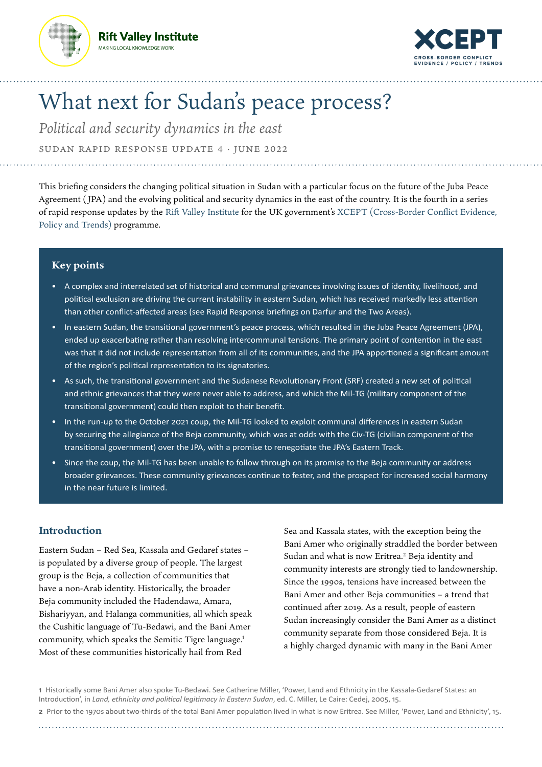# What next for Sudan's peace process?

*Political and security dynamics in the east*

SUDAN RAPID RESPONSE UPDATE 4 · JUNE 2022

This briefing considers the changing political situation in Sudan with a particular focus on the future of the Juba Peace Agreement (JPA) and the evolving political and security dynamics in the east of the country. It is the fourth in a series of rapid response updates by the Rift Valley Institute for the UK government's XCEPT (Cross-Border Conflict Evidence, Policy and Trends) programme.

## Key points

- A complex and interrelated set of historical and communal grievances involving issues of identity, livelihood, and political exclusion are driving the current instability in eastern Sudan, which has received markedly less attention than other conflict-affected areas (see Rapid Response briefings on Darfur and the Two Areas).
- In eastern Sudan, the transitional government's peace process, which resulted in the Juba Peace Agreement (JPA), ended up exacerbating rather than resolving intercommunal tensions. The primary point of contention in the east was that it did not include representation from all of its communities, and the JPA apportioned a significant amount of the region's political representation to its signatories.
- As such, the transitional government and the Sudanese Revolutionary Front (SRF) created a new set of political and ethnic grievances that they were never able to address, and which the Mil-TG (military component of the transitional government) could then exploit to their benefit.
- In the run-up to the October 2021 coup, the Mil-TG looked to exploit communal differences in eastern Sudan by securing the allegiance of the Beja community, which was at odds with the Civ-TG (civilian component of the transitional government) over the JPA, with a promise to renegotiate the JPA's Eastern Track.
- Since the coup, the Mil-TG has been unable to follow through on its promise to the Beja community or address broader grievances. These community grievances continue to fester, and the prospect for increased social harmony in the near future is limited.

## Introduction

Eastern Sudan – Red Sea, Kassala and Gedaref states – is populated by a diverse group of people. The largest group is the Beja, a collection of communities that have a non-Arab identity. Historically, the broader Beja community included the Hadendawa, Amara, Bishariyyan, and Halanga communities, all which speak the Cushitic language of Tu-Bedawi, and the Bani Amer community, which speaks the Semitic Tigre language.[1] Most of these communities historically hail from Red Sea and Kassala states, with the exception being the Bani Amer who originally straddled the border between Sudan and what is now Eritrea.[2] Beja identity and community interests are strongly tied to landownership. Since the 1990s, tensions have increased between the Bani Amer and other Beja communities – a trend that continued after 2019. As a result, people of eastern Sudan increasingly consider the Bani Amer as a distinct community separate from those considered Beja. It is a highly charged dynamic with many in the Bani Amer

[1] Historically some Bani Amer also spoke Tu-Bedawi. See Catherine Miller, 'Power, Land and Ethnicity in the Kassala-Gedaref States: an Introduction', in *Land, ethnicity and political legitimacy in Eastern Sudan*, ed. C. Miller, Le Caire: Cedej, 2005, 15.

[2] Prior to the 1970s about two-thirds of the total Bani Amer population lived in what is now Eritrea. See Miller, 'Power, Land and Ethnicity', 15.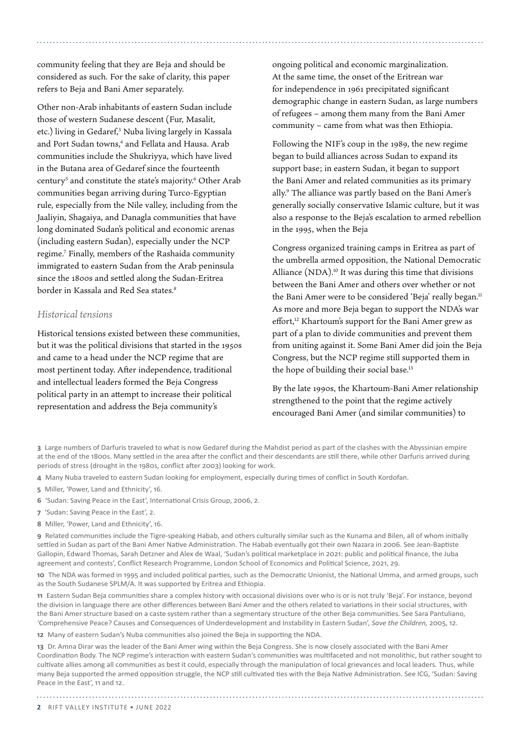community feeling that they are Beja and should be considered as such. For the sake of clarity, this paper refers to Beja and Bani Amer separately.

Other non-Arab inhabitants of eastern Sudan include those of western Sudanese descent (Fur, Masalit, etc.) living in Gedaref,[3] Nuba living largely in Kassala and Port Sudan towns,[4] and Fellata and Hausa. Arab communities include the Shukriyya, which have lived in the Butana area of Gedaref since the fourteenth century[5] and constitute the state's majority.[6] Other Arab communities began arriving during Turco-Egyptian rule, especially from the Nile valley, including from the Jaaliyin, Shagaiya, and Danagla communities that have long dominated Sudan's political and economic arenas (including eastern Sudan), especially under the NCP regime.[7] Finally, members of the Rashaida community immigrated to eastern Sudan from the Arab peninsula since the 1800s and settled along the Sudan-Eritrea border in Kassala and Red Sea states.[8]

### *Historical tensions*

Historical tensions existed between these communities, but it was the political divisions that started in the 1950s and came to a head under the NCP regime that are most pertinent today. After independence, traditional and intellectual leaders formed the Beja Congress political party in an attempt to increase their political representation and address the Beja community's ongoing political and economic marginalization. At the same time, the onset of the Eritrean war for independence in 1961 precipitated significant demographic change in eastern Sudan, as large numbers of refugees – among them many from the Bani Amer community – came from what was then Ethiopia.

Following the NIF's coup in the 1989, the new regime began to build alliances across Sudan to expand its support base; in eastern Sudan, it began to support the Bani Amer and related communities as its primary ally.[9] The alliance was partly based on the Bani Amer's generally socially conservative Islamic culture, but it was also a response to the Beja's escalation to armed rebellion in the 1995, when the Beja

Congress organized training camps in Eritrea as part of the umbrella armed opposition, the National Democratic Alliance (NDA).[10] It was during this time that divisions between the Bani Amer and others over whether or not the Bani Amer were to be considered 'Beja' really began.[11] As more and more Beja began to support the NDA's war effort,[12] Khartoum's support for the Bani Amer grew as part of a plan to divide communities and prevent them from uniting against it. Some Bani Amer did join the Beja Congress, but the NCP regime still supported them in the hope of building their social base.[13]

By the late 1990s, the Khartoum-Bani Amer relationship strengthened to the point that the regime actively encouraged Bani Amer (and similar communities) to

---

**3** Large numbers of Darfuris traveled to what is now Gedaref during the Mahdist period as part of the clashes with the Abyssinian empire at the end of the 1800s. Many settled in the area after the conflict and their descendants are still there, while other Darfuris arrived during periods of stress (drought in the 1980s, conflict after 2003) looking for work.

**4** Many Nuba traveled to eastern Sudan looking for employment, especially during times of conflict in South Kordofan.

**5** Miller, 'Power, Land and Ethnicity', 16.

**6** 'Sudan: Saving Peace in the East', International Crisis Group, 2006, 2.

**7** 'Sudan: Saving Peace in the East', 2.

**8** Miller, 'Power, Land and Ethnicity', 16.

**9** Related communities include the Tigre-speaking Habab, and others culturally similar such as the Kunama and Bilen, all of whom initially settled in Sudan as part of the Bani Amer Native Administration. The Habab eventually got their own Nazara in 2006. See Jean-Baptiste Gallopin, Edward Thomas, Sarah Detzner and Alex de Waal, 'Sudan's political marketplace in 2021: public and political finance, the Juba agreement and contests', Conflict Research Programme, London School of Economics and Political Science, 2021, 29.

**10** The NDA was formed in 1995 and included political parties, such as the Democratic Unionist, the National Umma, and armed groups, such as the South Sudanese SPLM/A. It was supported by Eritrea and Ethiopia.

**11** Eastern Sudan Beja communities share a complex history with occasional divisions over who is or is not truly 'Beja'. For instance, beyond the division in language there are other differences between Bani Amer and the others related to variations in their social structures, with the Bani Amer structure based on a caste system rather than a segmentary structure of the other Beja communities. See Sara Pantuliano, 'Comprehensive Peace? Causes and Consequences of Underdevelopment and Instability in Eastern Sudan', *Save the Children,* 2005, 12.

**12** Many of eastern Sudan's Nuba communities also joined the Beja in supporting the NDA.

**13** Dr. Amna Dirar was the leader of the Bani Amer wing within the Beja Congress. She is now closely associated with the Bani Amer Coordination Body. The NCP regime's interaction with eastern Sudan's communities was multifaceted and not monolithic, but rather sought to cultivate allies among all communities as best it could, especially through the manipulation of local grievances and local leaders. Thus, while many Beja supported the armed opposition struggle, the NCP still cultivated ties with the Beja Native Administration. See ICG, 'Sudan: Saving Peace in the East', 11 and 12.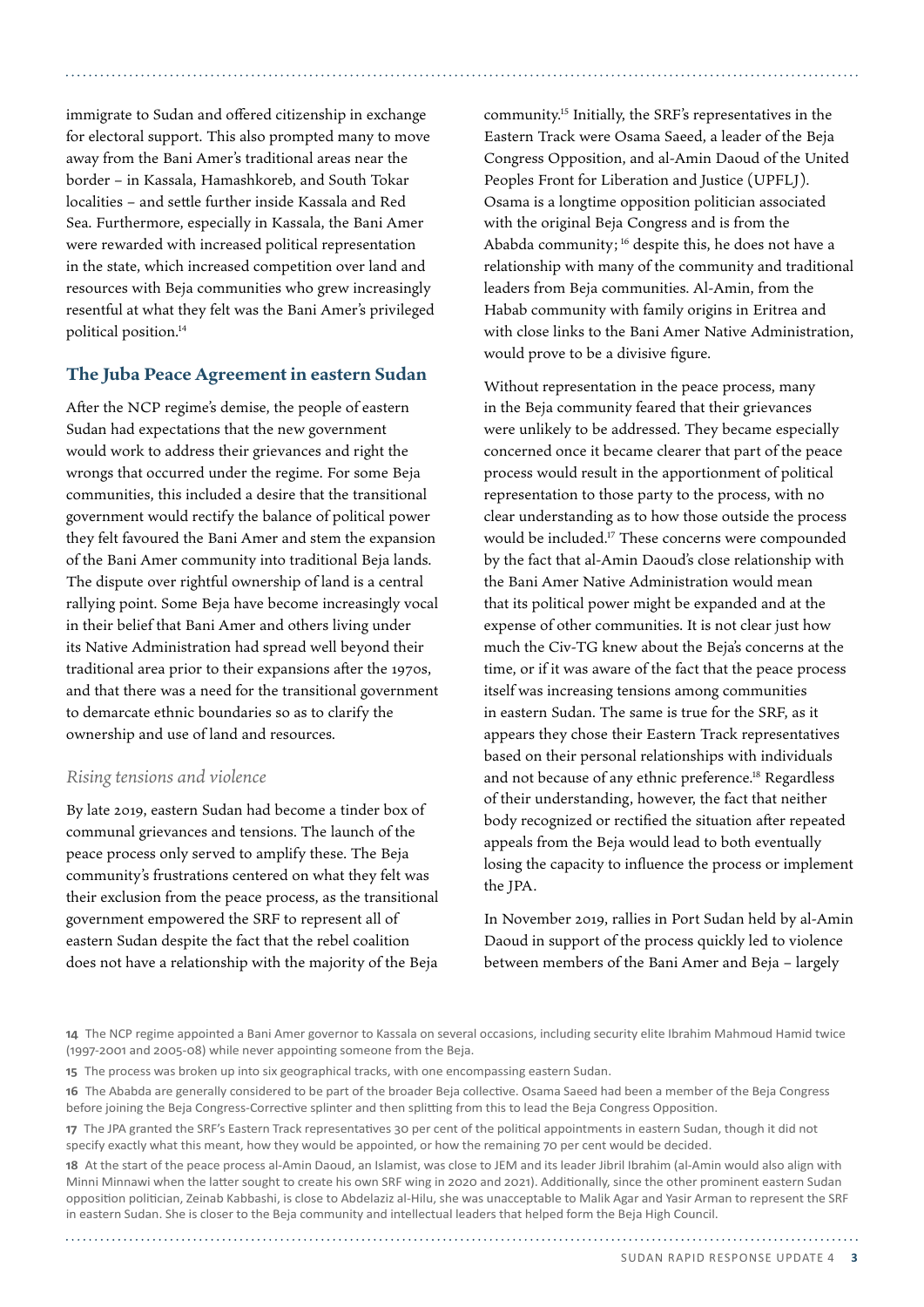immigrate to Sudan and offered citizenship in exchange for electoral support. This also prompted many to move away from the Bani Amer's traditional areas near the border – in Kassala, Hamashkoreb, and South Tokar localities – and settle further inside Kassala and Red Sea. Furthermore, especially in Kassala, the Bani Amer were rewarded with increased political representation in the state, which increased competition over land and resources with Beja communities who grew increasingly resentful at what they felt was the Bani Amer's privileged political position.[14]

## The Juba Peace Agreement in eastern Sudan

After the NCP regime's demise, the people of eastern Sudan had expectations that the new government would work to address their grievances and right the wrongs that occurred under the regime. For some Beja communities, this included a desire that the transitional government would rectify the balance of political power they felt favoured the Bani Amer and stem the expansion of the Bani Amer community into traditional Beja lands. The dispute over rightful ownership of land is a central rallying point. Some Beja have become increasingly vocal in their belief that Bani Amer and others living under its Native Administration had spread well beyond their traditional area prior to their expansions after the 1970s, and that there was a need for the transitional government to demarcate ethnic boundaries so as to clarify the ownership and use of land and resources.

### *Rising tensions and violence*

By late 2019, eastern Sudan had become a tinder box of communal grievances and tensions. The launch of the peace process only served to amplify these. The Beja community's frustrations centered on what they felt was their exclusion from the peace process, as the transitional government empowered the SRF to represent all of eastern Sudan despite the fact that the rebel coalition does not have a relationship with the majority of the Beja community.[15] Initially, the SRF's representatives in the Eastern Track were Osama Saeed, a leader of the Beja Congress Opposition, and al-Amin Daoud of the United Peoples Front for Liberation and Justice (UPFLJ). Osama is a longtime opposition politician associated with the original Beja Congress and is from the Ababda community; [16] despite this, he does not have a relationship with many of the community and traditional leaders from Beja communities. Al-Amin, from the Habab community with family origins in Eritrea and with close links to the Bani Amer Native Administration, would prove to be a divisive figure.

Without representation in the peace process, many in the Beja community feared that their grievances were unlikely to be addressed. They became especially concerned once it became clearer that part of the peace process would result in the apportionment of political representation to those party to the process, with no clear understanding as to how those outside the process would be included.[17] These concerns were compounded by the fact that al-Amin Daoud's close relationship with the Bani Amer Native Administration would mean that its political power might be expanded and at the expense of other communities. It is not clear just how much the Civ-TG knew about the Beja's concerns at the time, or if it was aware of the fact that the peace process itself was increasing tensions among communities in eastern Sudan. The same is true for the SRF, as it appears they chose their Eastern Track representatives based on their personal relationships with individuals and not because of any ethnic preference.[18] Regardless of their understanding, however, the fact that neither body recognized or rectified the situation after repeated appeals from the Beja would lead to both eventually losing the capacity to influence the process or implement the JPA.

In November 2019, rallies in Port Sudan held by al-Amin Daoud in support of the process quickly led to violence between members of the Bani Amer and Beja – largely

---

**14** The NCP regime appointed a Bani Amer governor to Kassala on several occasions, including security elite Ibrahim Mahmoud Hamid twice (1997-2001 and 2005-08) while never appointing someone from the Beja.

**15** The process was broken up into six geographical tracks, with one encompassing eastern Sudan.

**16** The Ababda are generally considered to be part of the broader Beja collective. Osama Saeed had been a member of the Beja Congress before joining the Beja Congress-Corrective splinter and then splitting from this to lead the Beja Congress Opposition.

**17** The JPA granted the SRF's Eastern Track representatives 30 per cent of the political appointments in eastern Sudan, though it did not specify exactly what this meant, how they would be appointed, or how the remaining 70 per cent would be decided.

**18** At the start of the peace process al-Amin Daoud, an Islamist, was close to JEM and its leader Jibril Ibrahim (al-Amin would also align with Minni Minnawi when the latter sought to create his own SRF wing in 2020 and 2021). Additionally, since the other prominent eastern Sudan opposition politician, Zeinab Kabbashi, is close to Abdelaziz al-Hilu, she was unacceptable to Malik Agar and Yasir Arman to represent the SRF in eastern Sudan. She is closer to the Beja community and intellectual leaders that helped form the Beja High Council.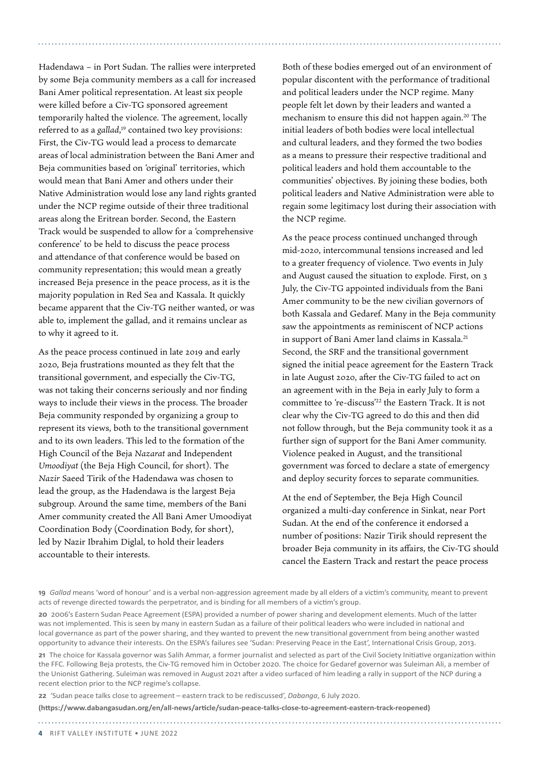Hadendawa – in Port Sudan. The rallies were interpreted by some Beja community members as a call for increased Bani Amer political representation. At least six people were killed before a Civ-TG sponsored agreement temporarily halted the violence. The agreement, locally referred to as a *gallad*,[19] contained two key provisions: First, the Civ-TG would lead a process to demarcate areas of local administration between the Bani Amer and Beja communities based on 'original' territories, which would mean that Bani Amer and others under their Native Administration would lose any land rights granted under the NCP regime outside of their three traditional areas along the Eritrean border. Second, the Eastern Track would be suspended to allow for a 'comprehensive conference' to be held to discuss the peace process and attendance of that conference would be based on community representation; this would mean a greatly increased Beja presence in the peace process, as it is the majority population in Red Sea and Kassala. It quickly became apparent that the Civ-TG neither wanted, or was able to, implement the gallad, and it remains unclear as to why it agreed to it.

As the peace process continued in late 2019 and early 2020, Beja frustrations mounted as they felt that the transitional government, and especially the Civ-TG, was not taking their concerns seriously and nor finding ways to include their views in the process. The broader Beja community responded by organizing a group to represent its views, both to the transitional government and to its own leaders. This led to the formation of the High Council of the Beja *Nazarat* and Independent *Umoodiyat* (the Beja High Council, for short). The *Nazir* Saeed Tirik of the Hadendawa was chosen to lead the group, as the Hadendawa is the largest Beja subgroup. Around the same time, members of the Bani Amer community created the All Bani Amer Umoodiyat Coordination Body (Coordination Body, for short), led by Nazir Ibrahim Diglal, to hold their leaders accountable to their interests.

Both of these bodies emerged out of an environment of popular discontent with the performance of traditional and political leaders under the NCP regime. Many people felt let down by their leaders and wanted a mechanism to ensure this did not happen again.[20] The initial leaders of both bodies were local intellectual and cultural leaders, and they formed the two bodies as a means to pressure their respective traditional and political leaders and hold them accountable to the communities' objectives. By joining these bodies, both political leaders and Native Administration were able to regain some legitimacy lost during their association with the NCP regime.

As the peace process continued unchanged through mid-2020, intercommunal tensions increased and led to a greater frequency of violence. Two events in July and August caused the situation to explode. First, on 3 July, the Civ-TG appointed individuals from the Bani Amer community to be the new civilian governors of both Kassala and Gedaref. Many in the Beja community saw the appointments as reminiscent of NCP actions in support of Bani Amer land claims in Kassala.[21] Second, the SRF and the transitional government signed the initial peace agreement for the Eastern Track in late August 2020, after the Civ-TG failed to act on an agreement with in the Beja in early July to form a committee to 're-discuss'[22] the Eastern Track. It is not clear why the Civ-TG agreed to do this and then did not follow through, but the Beja community took it as a further sign of support for the Bani Amer community. Violence peaked in August, and the transitional government was forced to declare a state of emergency and deploy security forces to separate communities.

At the end of September, the Beja High Council organized a multi-day conference in Sinkat, near Port Sudan. At the end of the conference it endorsed a number of positions: Nazir Tirik should represent the broader Beja community in its affairs, the Civ-TG should cancel the Eastern Track and restart the peace process

---

**19** *Gallad* means 'word of honour' and is a verbal non-aggression agreement made by all elders of a victim's community, meant to prevent acts of revenge directed towards the perpetrator, and is binding for all members of a victim's group.

**20** 2006's Eastern Sudan Peace Agreement (ESPA) provided a number of power sharing and development elements. Much of the latter was not implemented. This is seen by many in eastern Sudan as a failure of their political leaders who were included in national and local governance as part of the power sharing, and they wanted to prevent the new transitional government from being another wasted opportunity to advance their interests. On the ESPA's failures see 'Sudan: Preserving Peace in the East', International Crisis Group, 2013.

**21** The choice for Kassala governor was Salih Ammar, a former journalist and selected as part of the Civil Society Initiative organization within the FFC. Following Beja protests, the Civ-TG removed him in October 2020. The choice for Gedaref governor was Suleiman Ali, a member of the Unionist Gathering. Suleiman was removed in August 2021 after a video surfaced of him leading a rally in support of the NCP during a recent election prior to the NCP regime's collapse.

**22** 'Sudan peace talks close to agreement – eastern track to be rediscussed', *Dabanga*, 6 July 2020.

**(https://www.dabangasudan.org/en/all-news/article/sudan-peace-talks-close-to-agreement-eastern-track-reopened)**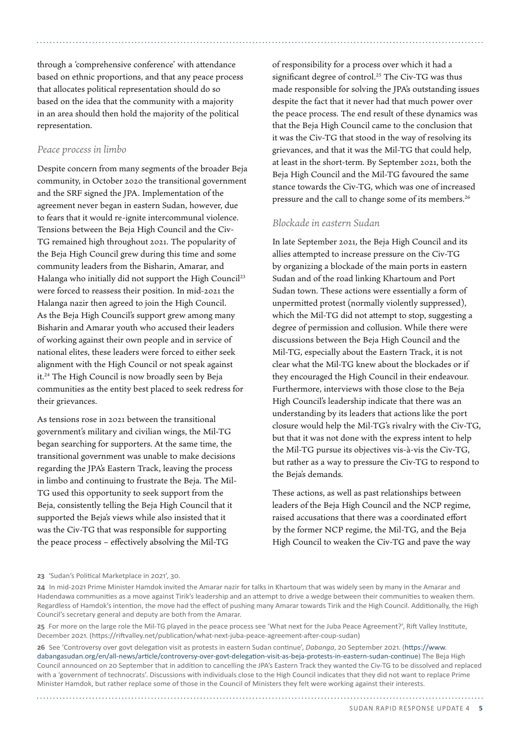through a 'comprehensive conference' with attendance based on ethnic proportions, and that any peace process that allocates political representation should do so based on the idea that the community with a majority in an area should then hold the majority of the political representation.

### *Peace process in limbo*

Despite concern from many segments of the broader Beja community, in October 2020 the transitional government and the SRF signed the JPA. Implementation of the agreement never began in eastern Sudan, however, due to fears that it would re-ignite intercommunal violence. Tensions between the Beja High Council and the Civ-TG remained high throughout 2021. The popularity of the Beja High Council grew during this time and some community leaders from the Bisharin, Amarar, and Halanga who initially did not support the High Council[23] were forced to reassess their position. In mid-2021 the Halanga nazir then agreed to join the High Council. As the Beja High Council's support grew among many Bisharin and Amarar youth who accused their leaders of working against their own people and in service of national elites, these leaders were forced to either seek alignment with the High Council or not speak against it.[24] The High Council is now broadly seen by Beja communities as the entity best placed to seek redress for their grievances.

As tensions rose in 2021 between the transitional government's military and civilian wings, the Mil-TG began searching for supporters. At the same time, the transitional government was unable to make decisions regarding the JPA's Eastern Track, leaving the process in limbo and continuing to frustrate the Beja. The Mil-TG used this opportunity to seek support from the Beja, consistently telling the Beja High Council that it supported the Beja's views while also insisted that it was the Civ-TG that was responsible for supporting the peace process – effectively absolving the Mil-TG of responsibility for a process over which it had a significant degree of control.[25] The Civ-TG was thus made responsible for solving the JPA's outstanding issues despite the fact that it never had that much power over the peace process. The end result of these dynamics was that the Beja High Council came to the conclusion that it was the Civ-TG that stood in the way of resolving its grievances, and that it was the Mil-TG that could help, at least in the short-term. By September 2021, both the Beja High Council and the Mil-TG favoured the same stance towards the Civ-TG, which was one of increased pressure and the call to change some of its members.[26]

### *Blockade in eastern Sudan*

In late September 2021, the Beja High Council and its allies attempted to increase pressure on the Civ-TG by organizing a blockade of the main ports in eastern Sudan and of the road linking Khartoum and Port Sudan town. These actions were essentially a form of unpermitted protest (normally violently suppressed), which the Mil-TG did not attempt to stop, suggesting a degree of permission and collusion. While there were discussions between the Beja High Council and the Mil-TG, especially about the Eastern Track, it is not clear what the Mil-TG knew about the blockades or if they encouraged the High Council in their endeavour. Furthermore, interviews with those close to the Beja High Council's leadership indicate that there was an understanding by its leaders that actions like the port closure would help the Mil-TG's rivalry with the Civ-TG, but that it was not done with the express intent to help the Mil-TG pursue its objectives vis-à-vis the Civ-TG, but rather as a way to pressure the Civ-TG to respond to the Beja's demands.

These actions, as well as past relationships between leaders of the Beja High Council and the NCP regime, raised accusations that there was a coordinated effort by the former NCP regime, the Mil-TG, and the Beja High Council to weaken the Civ-TG and pave the way

---

**23** 'Sudan's Political Marketplace in 2021', 30.

**24** In mid-2021 Prime Minister Hamdok invited the Amarar nazir for talks in Khartoum that was widely seen by many in the Amarar and Hadendawa communities as a move against Tirik's leadership and an attempt to drive a wedge between their communities to weaken them. Regardless of Hamdok's intention, the move had the effect of pushing many Amarar towards Tirik and the High Council. Additionally, the High Council's secretary general and deputy are both from the Amarar.

**25** For more on the large role the Mil-TG played in the peace process see 'What next for the Juba Peace Agreement?', Rift Valley Institute, December 2021. (https://riftvalley.net/publication/what-next-juba-peace-agreement-after-coup-sudan)

**26** See 'Controversy over govt delegation visit as protests in eastern Sudan continue', *Dabanga*, 20 September 2021. (https://www.dabangasudan.org/en/all-news/article/controversy-over-govt-delegation-visit-as-beja-protests-in-eastern-sudan-continue) The Beja High Council announced on 20 September that in addition to cancelling the JPA's Eastern Track they wanted the Civ-TG to be dissolved and replaced with a 'government of technocrats'. Discussions with individuals close to the High Council indicates that they did not want to replace Prime Minister Hamdok, but rather replace some of those in the Council of Ministers they felt were working against their interests.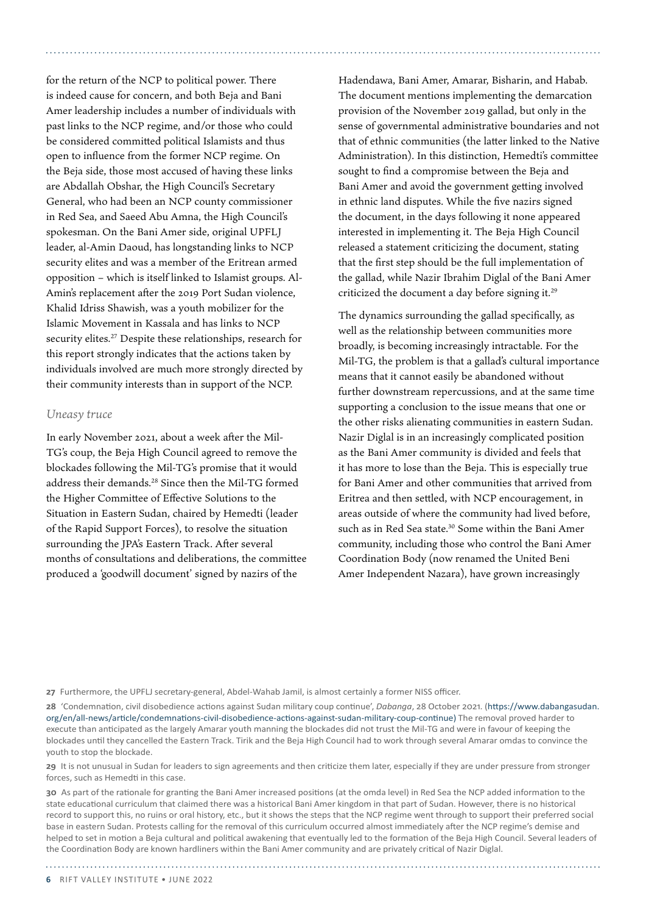for the return of the NCP to political power. There is indeed cause for concern, and both Beja and Bani Amer leadership includes a number of individuals with past links to the NCP regime, and/or those who could be considered committed political Islamists and thus open to influence from the former NCP regime. On the Beja side, those most accused of having these links are Abdallah Obshar, the High Council's Secretary General, who had been an NCP county commissioner in Red Sea, and Saeed Abu Amna, the High Council's spokesman. On the Bani Amer side, original UPFLJ leader, al-Amin Daoud, has longstanding links to NCP security elites and was a member of the Eritrean armed opposition – which is itself linked to Islamist groups. Al-Amin's replacement after the 2019 Port Sudan violence, Khalid Idriss Shawish, was a youth mobilizer for the Islamic Movement in Kassala and has links to NCP security elites.[27] Despite these relationships, research for this report strongly indicates that the actions taken by individuals involved are much more strongly directed by their community interests than in support of the NCP.

### *Uneasy truce*

In early November 2021, about a week after the Mil-TG's coup, the Beja High Council agreed to remove the blockades following the Mil-TG's promise that it would address their demands.[28] Since then the Mil-TG formed the Higher Committee of Effective Solutions to the Situation in Eastern Sudan, chaired by Hemedti (leader of the Rapid Support Forces), to resolve the situation surrounding the JPA's Eastern Track. After several months of consultations and deliberations, the committee produced a 'goodwill document' signed by nazirs of the Hadendawa, Bani Amer, Amarar, Bisharin, and Habab. The document mentions implementing the demarcation provision of the November 2019 gallad, but only in the sense of governmental administrative boundaries and not that of ethnic communities (the latter linked to the Native Administration). In this distinction, Hemedti's committee sought to find a compromise between the Beja and Bani Amer and avoid the government getting involved in ethnic land disputes. While the five nazirs signed the document, in the days following it none appeared interested in implementing it. The Beja High Council released a statement criticizing the document, stating that the first step should be the full implementation of the gallad, while Nazir Ibrahim Diglal of the Bani Amer criticized the document a day before signing it.[29]

The dynamics surrounding the gallad specifically, as well as the relationship between communities more broadly, is becoming increasingly intractable. For the Mil-TG, the problem is that a gallad's cultural importance means that it cannot easily be abandoned without further downstream repercussions, and at the same time supporting a conclusion to the issue means that one or the other risks alienating communities in eastern Sudan. Nazir Diglal is in an increasingly complicated position as the Bani Amer community is divided and feels that it has more to lose than the Beja. This is especially true for Bani Amer and other communities that arrived from Eritrea and then settled, with NCP encouragement, in areas outside of where the community had lived before, such as in Red Sea state.[30] Some within the Bani Amer community, including those who control the Bani Amer Coordination Body (now renamed the United Beni Amer Independent Nazara), have grown increasingly

---

**27** Furthermore, the UPFLJ secretary-general, Abdel-Wahab Jamil, is almost certainly a former NISS officer.

**28** 'Condemnation, civil disobedience actions against Sudan military coup continue', *Dabanga*, 28 October 2021. (https://www.dabangasudan.org/en/all-news/article/condemnations-civil-disobedience-actions-against-sudan-military-coup-continue) The removal proved harder to execute than anticipated as the largely Amarar youth manning the blockades did not trust the Mil-TG and were in favour of keeping the blockades until they cancelled the Eastern Track. Tirik and the Beja High Council had to work through several Amarar omdas to convince the youth to stop the blockade.

**29** It is not unusual in Sudan for leaders to sign agreements and then criticize them later, especially if they are under pressure from stronger forces, such as Hemedti in this case.

**30** As part of the rationale for granting the Bani Amer increased positions (at the omda level) in Red Sea the NCP added information to the state educational curriculum that claimed there was a historical Bani Amer kingdom in that part of Sudan. However, there is no historical record to support this, no ruins or oral history, etc., but it shows the steps that the NCP regime went through to support their preferred social base in eastern Sudan. Protests calling for the removal of this curriculum occurred almost immediately after the NCP regime's demise and helped to set in motion a Beja cultural and political awakening that eventually led to the formation of the Beja High Council. Several leaders of the Coordination Body are known hardliners within the Bani Amer community and are privately critical of Nazir Diglal.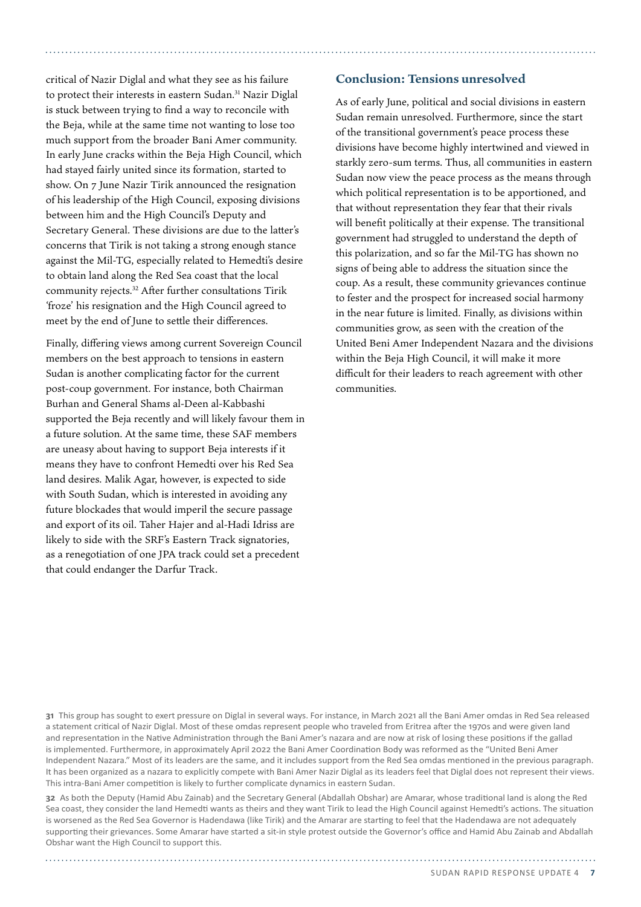critical of Nazir Diglal and what they see as his failure to protect their interests in eastern Sudan.[31] Nazir Diglal is stuck between trying to find a way to reconcile with the Beja, while at the same time not wanting to lose too much support from the broader Bani Amer community. In early June cracks within the Beja High Council, which had stayed fairly united since its formation, started to show. On 7 June Nazir Tirik announced the resignation of his leadership of the High Council, exposing divisions between him and the High Council's Deputy and Secretary General. These divisions are due to the latter's concerns that Tirik is not taking a strong enough stance against the Mil-TG, especially related to Hemedti's desire to obtain land along the Red Sea coast that the local community rejects.[32] After further consultations Tirik 'froze' his resignation and the High Council agreed to meet by the end of June to settle their differences.

Finally, differing views among current Sovereign Council members on the best approach to tensions in eastern Sudan is another complicating factor for the current post-coup government. For instance, both Chairman Burhan and General Shams al-Deen al-Kabbashi supported the Beja recently and will likely favour them in a future solution. At the same time, these SAF members are uneasy about having to support Beja interests if it means they have to confront Hemedti over his Red Sea land desires. Malik Agar, however, is expected to side with South Sudan, which is interested in avoiding any future blockades that would imperil the secure passage and export of its oil. Taher Hajer and al-Hadi Idriss are likely to side with the SRF's Eastern Track signatories, as a renegotiation of one JPA track could set a precedent that could endanger the Darfur Track.

## Conclusion: Tensions unresolved

As of early June, political and social divisions in eastern Sudan remain unresolved. Furthermore, since the start of the transitional government's peace process these divisions have become highly intertwined and viewed in starkly zero-sum terms. Thus, all communities in eastern Sudan now view the peace process as the means through which political representation is to be apportioned, and that without representation they fear that their rivals will benefit politically at their expense. The transitional government had struggled to understand the depth of this polarization, and so far the Mil-TG has shown no signs of being able to address the situation since the coup. As a result, these community grievances continue to fester and the prospect for increased social harmony in the near future is limited. Finally, as divisions within communities grow, as seen with the creation of the United Beni Amer Independent Nazara and the divisions within the Beja High Council, it will make it more difficult for their leaders to reach agreement with other communities.

**31** This group has sought to exert pressure on Diglal in several ways. For instance, in March 2021 all the Bani Amer omdas in Red Sea released a statement critical of Nazir Diglal. Most of these omdas represent people who traveled from Eritrea after the 1970s and were given land and representation in the Native Administration through the Bani Amer's nazara and are now at risk of losing these positions if the gallad is implemented. Furthermore, in approximately April 2022 the Bani Amer Coordination Body was reformed as the "United Beni Amer Independent Nazara." Most of its leaders are the same, and it includes support from the Red Sea omdas mentioned in the previous paragraph. It has been organized as a nazara to explicitly compete with Bani Amer Nazir Diglal as its leaders feel that Diglal does not represent their views. This intra-Bani Amer competition is likely to further complicate dynamics in eastern Sudan.

**32** As both the Deputy (Hamid Abu Zainab) and the Secretary General (Abdallah Obshar) are Amarar, whose traditional land is along the Red Sea coast, they consider the land Hemedti wants as theirs and they want Tirik to lead the High Council against Hemedti's actions. The situation is worsened as the Red Sea Governor is Hadendawa (like Tirik) and the Amarar are starting to feel that the Hadendawa are not adequately supporting their grievances. Some Amarar have started a sit-in style protest outside the Governor's office and Hamid Abu Zainab and Abdallah Obshar want the High Council to support this.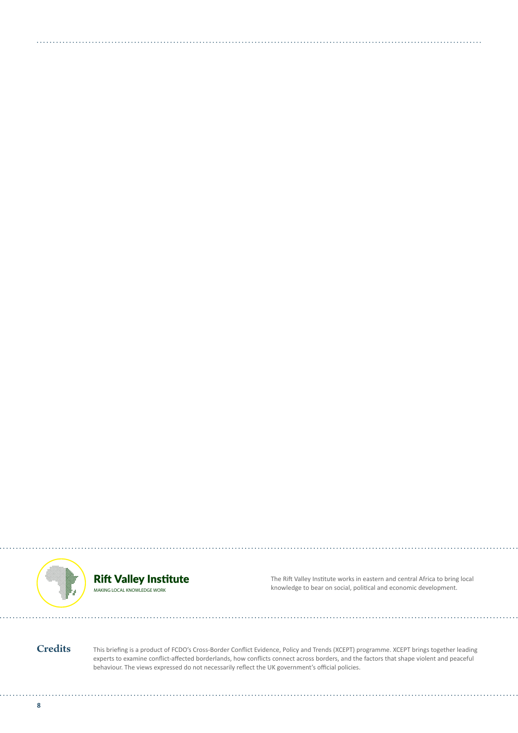Rift Valley Institute

MAKING LOCAL KNOWLEDGE WORK

The Rift Valley Institute works in eastern and central Africa to bring local knowledge to bear on social, political and economic development.

## Credits

This briefing is a product of FCDO's Cross-Border Conflict Evidence, Policy and Trends (XCEPT) programme. XCEPT brings together leading experts to examine conflict-affected borderlands, how conflicts connect across borders, and the factors that shape violent and peaceful behaviour. The views expressed do not necessarily reflect the UK government's official policies.